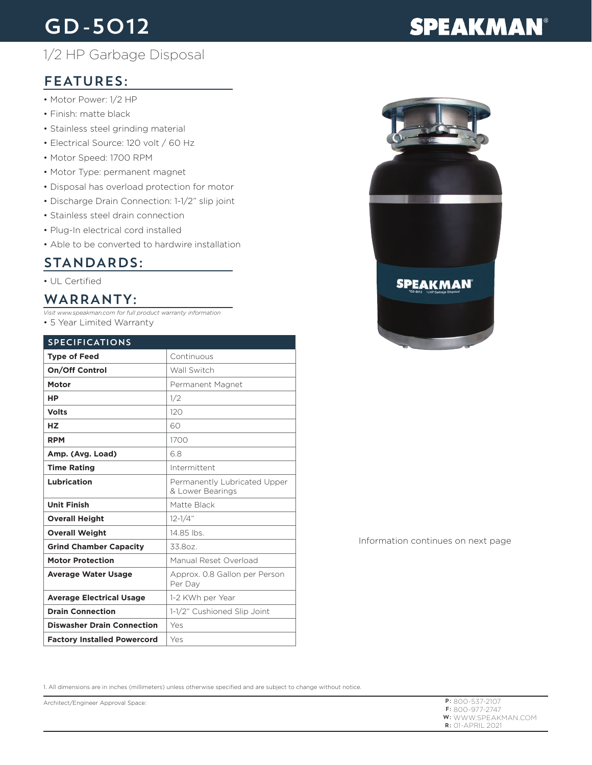# GD-5012

**SPEAKMAN®**

1/2 HP Garbage Disposal

## FEATURES:

- Motor Power: 1/2 HP
- Finish: matte black
- Stainless steel grinding material
- Electrical Source: 120 volt / 60 Hz
- Motor Speed: 1700 RPM
- Motor Type: permanent magnet
- Disposal has overload protection for motor
- Discharge Drain Connection: 1-1/2" slip joint
- Stainless steel drain connection
- Plug-In electrical cord installed
- Able to be converted to hardwire installation

## STANDARDS:

- UL Certified

## WARRANTY:

*Visit www.speakman.com for full product warranty information*

- 5 Year Limited Warranty

| SPECIFICATIONS | |
|---|---|
| **Type of Feed** | Continuous |
| **On/Off Control** | Wall Switch |
| **Motor** | Permanent Magnet |
| **HP** | 1/2 |
| **Volts** | 120 |
| **HZ** | 60 |
| **RPM** | 1700 |
| **Amp. (Avg. Load)** | 6.8 |
| **Time Rating** | Intermittent |
| **Lubrication** | Permanently Lubricated Upper & Lower Bearings |
| **Unit Finish** | Matte Black |
| **Overall Height** | 12-1/4" |
| **Overall Weight** | 14.85 lbs. |
| **Grind Chamber Capacity** | 33.8oz. |
| **Motor Protection** | Manual Reset Overload |
| **Average Water Usage** | Approx. 0.8 Gallon per Person Per Day |
| **Average Electrical Usage** | 1-2 KWh per Year |
| **Drain Connection** | 1-1/2" Cushioned Slip Joint |
| **Diswasher Drain Connection** | Yes |
| **Factory Installed Powercord** | Yes |

Information continues on next page

1. All dimensions are in inches (millimeters) unless otherwise specified and are subject to change without notice.

Architect/Engineer Approval Space:

**P:** 800-537-2107
**F:** 800-977-2747
**W:** WWW.SPEAKMAN.COM
**R:** 01-APRIL 2021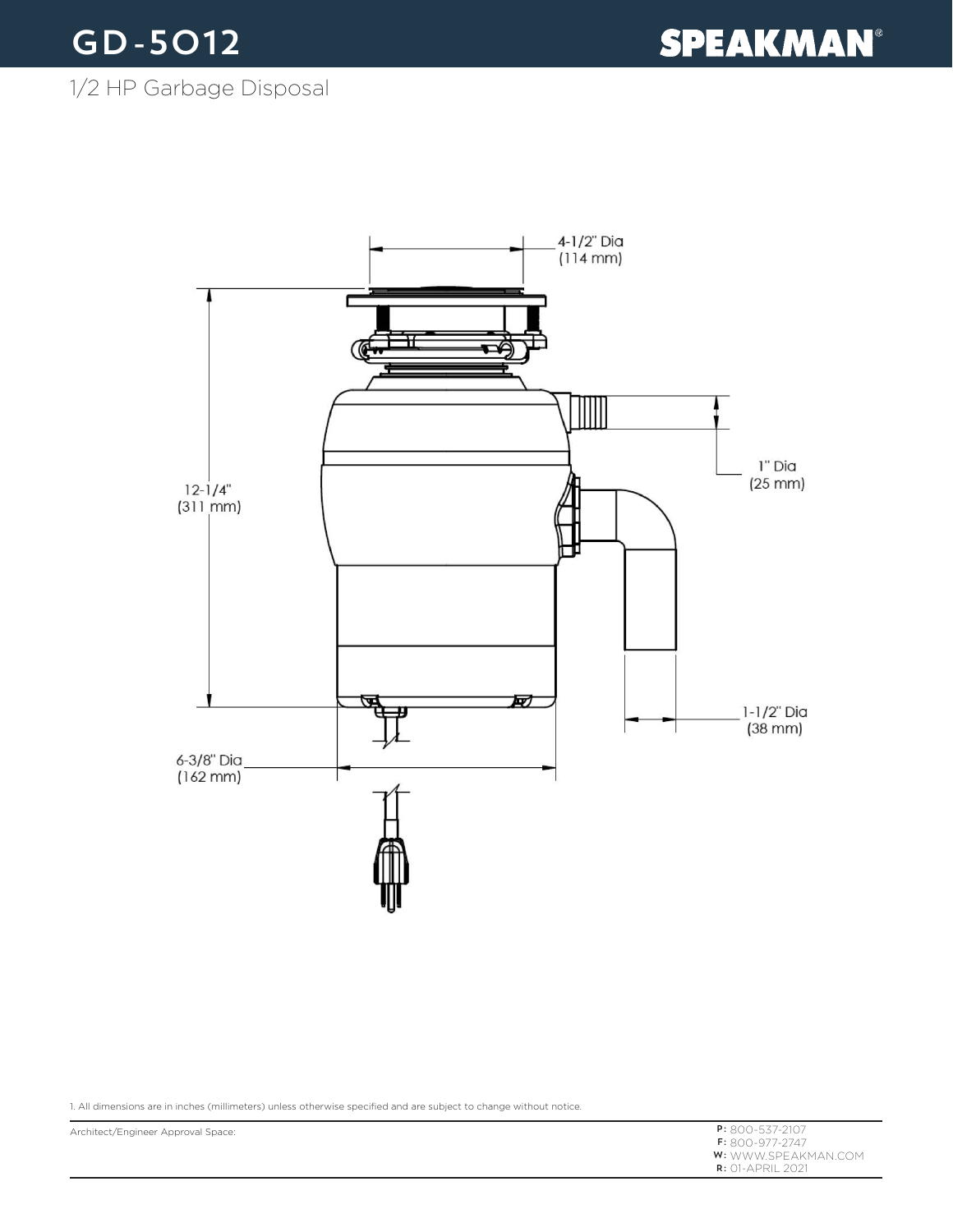# GD-5012

SPEAKMAN®

## 1/2 HP Garbage Disposal

4-1/2" Dia
(114 mm)

12-1/4"
(311 mm)

1" Dia
(25 mm)

1-1/2" Dia
(38 mm)

6-3/8" Dia
(162 mm)

1. All dimensions are in inches (millimeters) unless otherwise specified and are subject to change without notice.

Architect/Engineer Approval Space:

**P:** 800-537-2107
**F:** 800-977-2747
**W:** WWW.SPEAKMAN.COM
**R:** 01-APRIL 2021